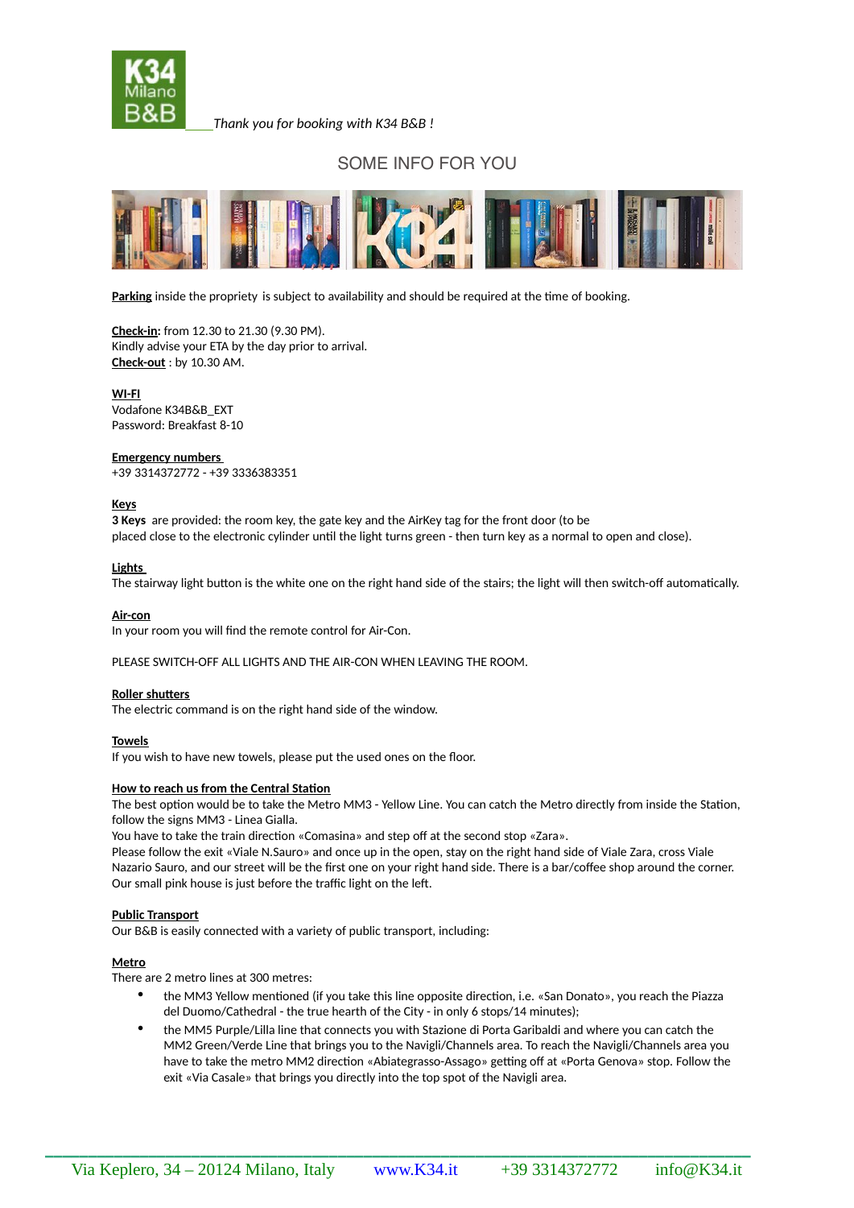K34 Milano B&B

*Thank you for booking with K34 B&B !*

## SOME INFO FOR YOU

**Parking** inside the propriety is subject to availability and should be required at the time of booking.

**Check-in:** from 12.30 to 21.30 (9.30 PM).
Kindly advise your ETA by the day prior to arrival.
**Check-out** : by 10.30 AM.

**WI-FI**
Vodafone K34B&B_EXT
Password: Breakfast 8-10

**Emergency numbers**
+39 3314372772 - +39 3336383351

**Keys**
**3 Keys** are provided: the room key, the gate key and the AirKey tag for the front door (to be placed close to the electronic cylinder until the light turns green - then turn key as a normal to open and close).

**Lights**
The stairway light button is the white one on the right hand side of the stairs; the light will then switch-off automatically.

**Air-con**
In your room you will find the remote control for Air-Con.

PLEASE SWITCH-OFF ALL LIGHTS AND THE AIR-CON WHEN LEAVING THE ROOM.

**Roller shutters**
The electric command is on the right hand side of the window.

**Towels**
If you wish to have new towels, please put the used ones on the floor.

**How to reach us from the Central Station**
The best option would be to take the Metro MM3 - Yellow Line. You can catch the Metro directly from inside the Station, follow the signs MM3 - Linea Gialla.
You have to take the train direction «Comasina» and step off at the second stop «Zara».
Please follow the exit «Viale N.Sauro» and once up in the open, stay on the right hand side of Viale Zara, cross Viale Nazario Sauro, and our street will be the first one on your right hand side. There is a bar/coffee shop around the corner. Our small pink house is just before the traffic light on the left.

**Public Transport**
Our B&B is easily connected with a variety of public transport, including:

**Metro**
There are 2 metro lines at 300 metres:

- the MM3 Yellow mentioned (if you take this line opposite direction, i.e. «San Donato», you reach the Piazza del Duomo/Cathedral - the true hearth of the City - in only 6 stops/14 minutes);
- the MM5 Purple/Lilla line that connects you with Stazione di Porta Garibaldi and where you can catch the MM2 Green/Verde Line that brings you to the Navigli/Channels area. To reach the Navigli/Channels area you have to take the metro MM2 direction «Abiategrasso-Assago» getting off at «Porta Genova» stop. Follow the exit «Via Casale» that brings you directly into the top spot of the Navigli area.

Via Keplero, 34 – 20124 Milano, Italy  www.K34.it  +39 3314372772  info@K34.it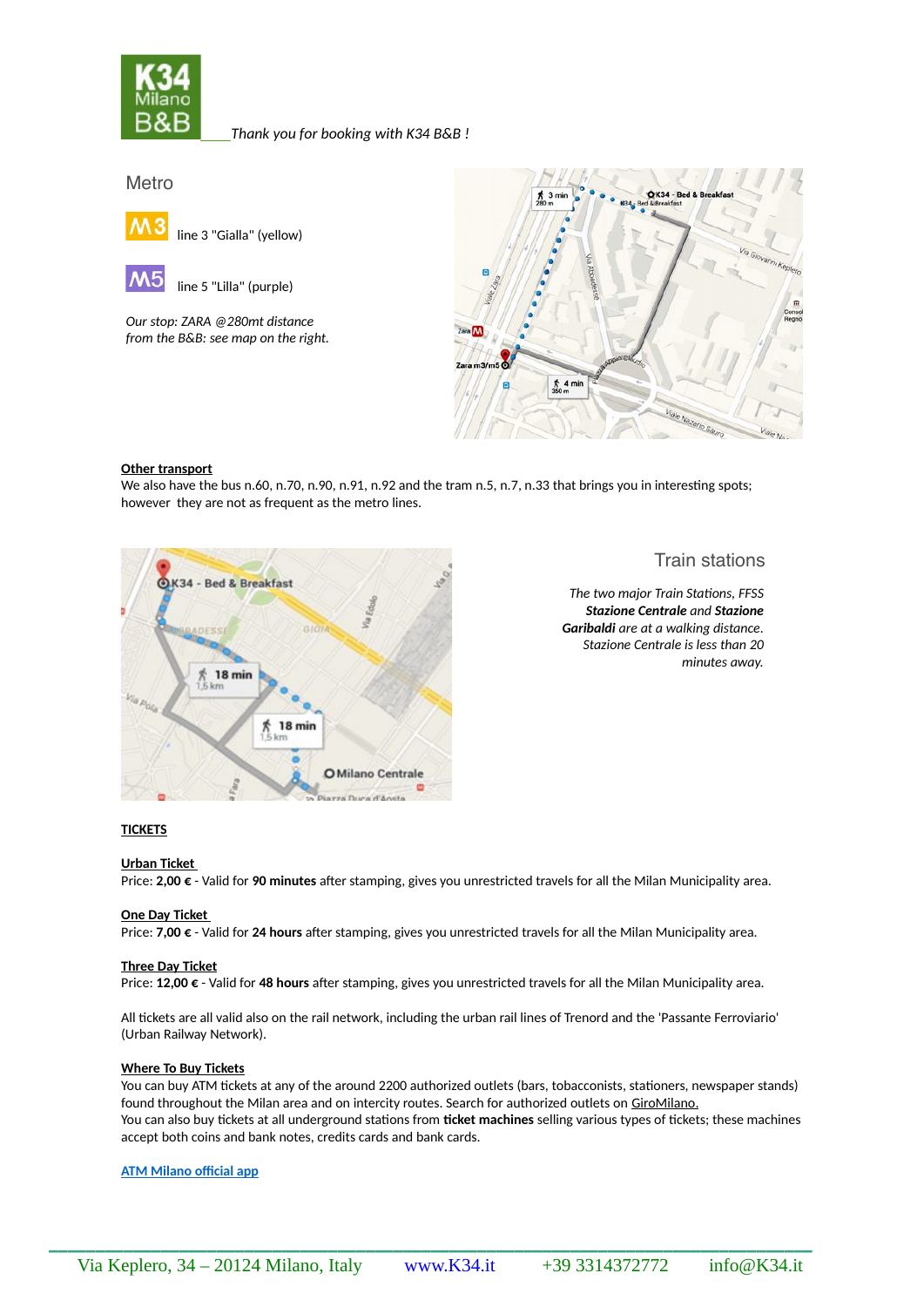_Thank you for booking with K34 B&B !_

## Metro

line 3 "Gialla" (yellow)

line 5 "Lilla" (purple)

_Our stop: ZARA @280mt distance from the B&B: see map on the right._

**Other transport**

We also have the bus n.60, n.70, n.90, n.91, n.92 and the tram n.5, n.7, n.33 that brings you in interesting spots; however they are not as frequent as the metro lines.

## Train stations

_The two major Train Stations, FFSS **Stazione Centrale** and **Stazione Garibaldi** are at a walking distance. Stazione Centrale is less than 20 minutes away._

**TICKETS**

**Urban Ticket**

Price: **2,00 €** - Valid for **90 minutes** after stamping, gives you unrestricted travels for all the Milan Municipality area.

**One Day Ticket**

Price: **7,00 €** - Valid for **24 hours** after stamping, gives you unrestricted travels for all the Milan Municipality area.

**Three Day Ticket**

Price: **12,00 €** - Valid for **48 hours** after stamping, gives you unrestricted travels for all the Milan Municipality area.

All tickets are all valid also on the rail network, including the urban rail lines of Trenord and the 'Passante Ferroviario' (Urban Railway Network).

**Where To Buy Tickets**

You can buy ATM tickets at any of the around 2200 authorized outlets (bars, tobacconists, stationers, newspaper stands) found throughout the Milan area and on intercity routes. Search for authorized outlets on GiroMilano.

You can also buy tickets at all underground stations from **ticket machines** selling various types of tickets; these machines accept both coins and bank notes, credits cards and bank cards.

**ATM Milano official app**

Via Keplero, 34 – 20124 Milano, Italy www.K34.it +39 3314372772 info@K34.it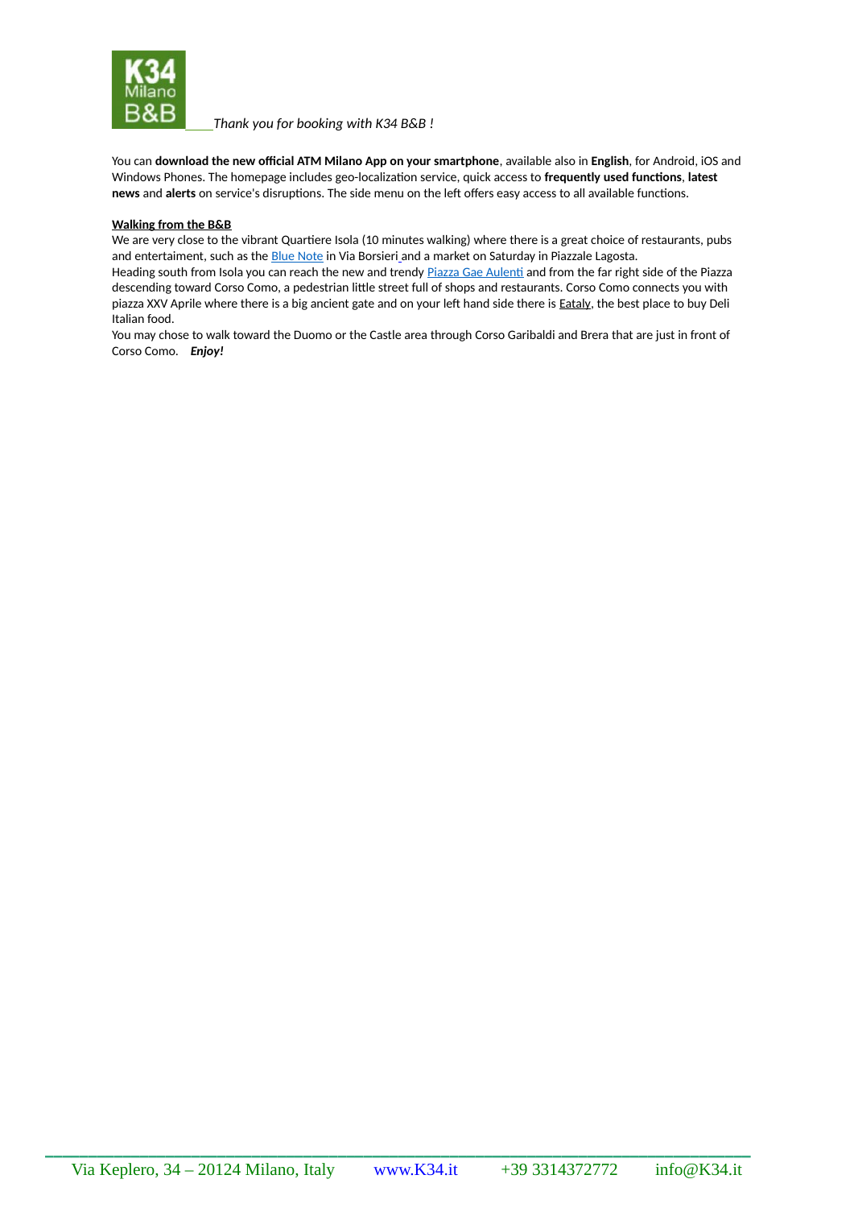*Thank you for booking with K34 B&B !*

You can **download the new official ATM Milano App on your smartphone**, available also in **English**, for Android, iOS and Windows Phones. The homepage includes geo-localization service, quick access to **frequently used functions**, **latest news** and **alerts** on service's disruptions. The side menu on the left offers easy access to all available functions.

**Walking from the B&B**

We are very close to the vibrant Quartiere Isola (10 minutes walking) where there is a great choice of restaurants, pubs and entertaiment, such as the Blue Note in Via Borsieri and a market on Saturday in Piazzale Lagosta.
Heading south from Isola you can reach the new and trendy Piazza Gae Aulenti and from the far right side of the Piazza descending toward Corso Como, a pedestrian little street full of shops and restaurants. Corso Como connects you with piazza XXV Aprile where there is a big ancient gate and on your left hand side there is Eataly, the best place to buy Deli Italian food.
You may chose to walk toward the Duomo or the Castle area through Corso Garibaldi and Brera that are just in front of Corso Como. ***Enjoy!***